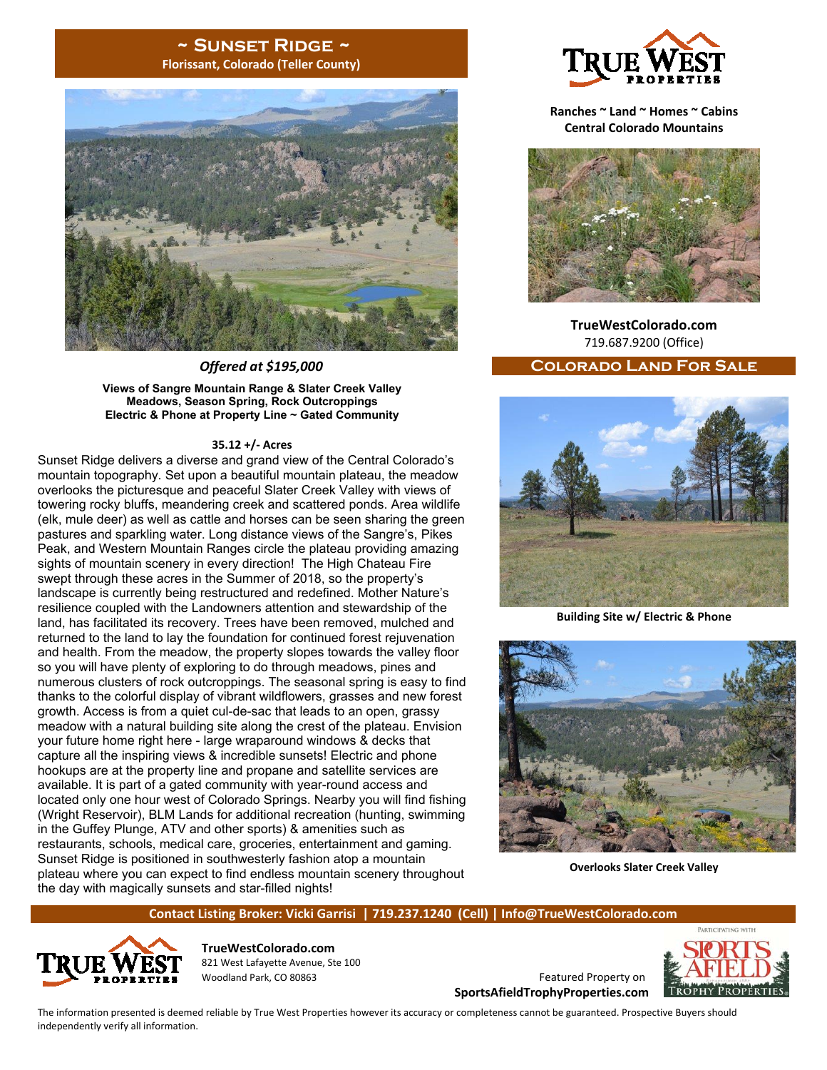# ~ Sunset Ridge ~

**Florissant, Colorado (Teller County)**

*Offered at $195,000*

**Views of Sangre Mountain Range & Slater Creek Valley**
**Meadows, Season Spring, Rock Outcroppings**
**Electric & Phone at Property Line ~ Gated Community**

**35.12 +/- Acres**

Sunset Ridge delivers a diverse and grand view of the Central Colorado's mountain topography. Set upon a beautiful mountain plateau, the meadow overlooks the picturesque and peaceful Slater Creek Valley with views of towering rocky bluffs, meandering creek and scattered ponds. Area wildlife (elk, mule deer) as well as cattle and horses can be seen sharing the green pastures and sparkling water. Long distance views of the Sangre's, Pikes Peak, and Western Mountain Ranges circle the plateau providing amazing sights of mountain scenery in every direction! The High Chateau Fire swept through these acres in the Summer of 2018, so the property's landscape is currently being restructured and redefined. Mother Nature's resilience coupled with the Landowners attention and stewardship of the land, has facilitated its recovery. Trees have been removed, mulched and returned to the land to lay the foundation for continued forest rejuvenation and health. From the meadow, the property slopes towards the valley floor so you will have plenty of exploring to do through meadows, pines and numerous clusters of rock outcroppings. The seasonal spring is easy to find thanks to the colorful display of vibrant wildflowers, grasses and new forest growth. Access is from a quiet cul-de-sac that leads to an open, grassy meadow with a natural building site along the crest of the plateau. Envision your future home right here - large wraparound windows & decks that capture all the inspiring views & incredible sunsets! Electric and phone hookups are at the property line and propane and satellite services are available. It is part of a gated community with year-round access and located only one hour west of Colorado Springs. Nearby you will find fishing (Wright Reservoir), BLM Lands for additional recreation (hunting, swimming in the Guffey Plunge, ATV and other sports) & amenities such as restaurants, schools, medical care, groceries, entertainment and gaming. Sunset Ridge is positioned in southwesterly fashion atop a mountain plateau where you can expect to find endless mountain scenery throughout the day with magically sunsets and star-filled nights!

**True West Properties**

**Ranches ~ Land ~ Homes ~ Cabins**
**Central Colorado Mountains**

**TrueWestColorado.com**
719.687.9200 (Office)

## Colorado Land For Sale

**Building Site w/ Electric & Phone**

**Overlooks Slater Creek Valley**

**Contact Listing Broker: Vicki Garrisi | 719.237.1240 (Cell) | Info@TrueWestColorado.com**

**TrueWestColorado.com**
821 West Lafayette Avenue, Ste 100
Woodland Park, CO 80863

Featured Property on
**SportsAfieldTrophyProperties.com**

Participating with Sports Afield Trophy Properties

The information presented is deemed reliable by True West Properties however its accuracy or completeness cannot be guaranteed. Prospective Buyers should independently verify all information.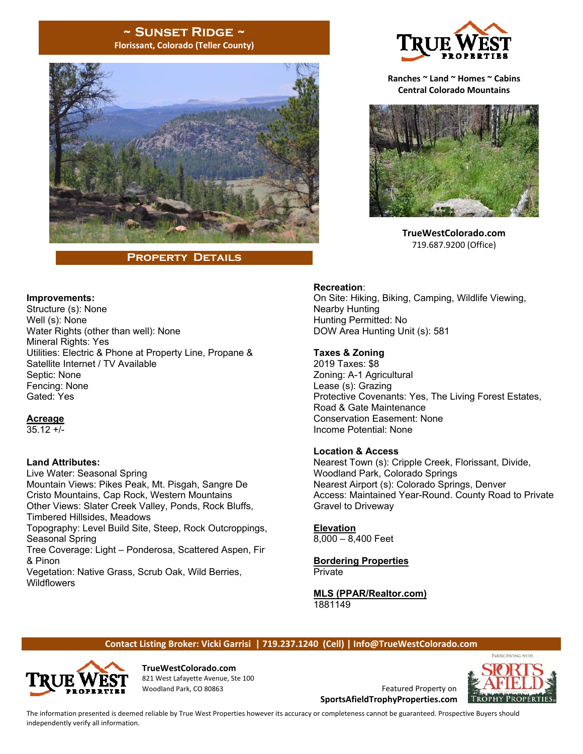# ~ Sunset Ridge ~

**Florissant, Colorado (Teller County)**

Ranches ~ Land ~ Homes ~ Cabins
Central Colorado Mountains

**TrueWestColorado.com**
719.687.9200 (Office)

## Property Details

**Improvements:**
Structure (s): None
Well (s): None
Water Rights (other than well): None
Mineral Rights: Yes
Utilities: Electric & Phone at Property Line, Propane & Satellite Internet / TV Available
Septic: None
Fencing: None
Gated: Yes

**Acreage**
35.12 +/-

**Land Attributes:**
Live Water: Seasonal Spring
Mountain Views: Pikes Peak, Mt. Pisgah, Sangre De Cristo Mountains, Cap Rock, Western Mountains
Other Views: Slater Creek Valley, Ponds, Rock Bluffs, Timbered Hillsides, Meadows
Topography: Level Build Site, Steep, Rock Outcroppings, Seasonal Spring
Tree Coverage: Light – Ponderosa, Scattered Aspen, Fir & Pinon
Vegetation: Native Grass, Scrub Oak, Wild Berries, Wildflowers

**Recreation**:
On Site: Hiking, Biking, Camping, Wildlife Viewing, Nearby Hunting
Hunting Permitted: No
DOW Area Hunting Unit (s): 581

**Taxes & Zoning**
2019 Taxes: $8
Zoning: A-1 Agricultural
Lease (s): Grazing
Protective Covenants: Yes, The Living Forest Estates, Road & Gate Maintenance
Conservation Easement: None
Income Potential: None

**Location & Access**
Nearest Town (s): Cripple Creek, Florissant, Divide, Woodland Park, Colorado Springs
Nearest Airport (s): Colorado Springs, Denver
Access: Maintained Year-Round. County Road to Private Gravel to Driveway

**Elevation**
8,000 – 8,400 Feet

**Bordering Properties**
Private

**MLS (PPAR/Realtor.com)**
1881149

**Contact Listing Broker: Vicki Garrisi | 719.237.1240 (Cell) | Info@TrueWestColorado.com**

**TrueWestColorado.com**
821 West Lafayette Avenue, Ste 100
Woodland Park, CO 80863

Featured Property on
**SportsAfieldTrophyProperties.com**

The information presented is deemed reliable by True West Properties however its accuracy or completeness cannot be guaranteed. Prospective Buyers should independently verify all information.